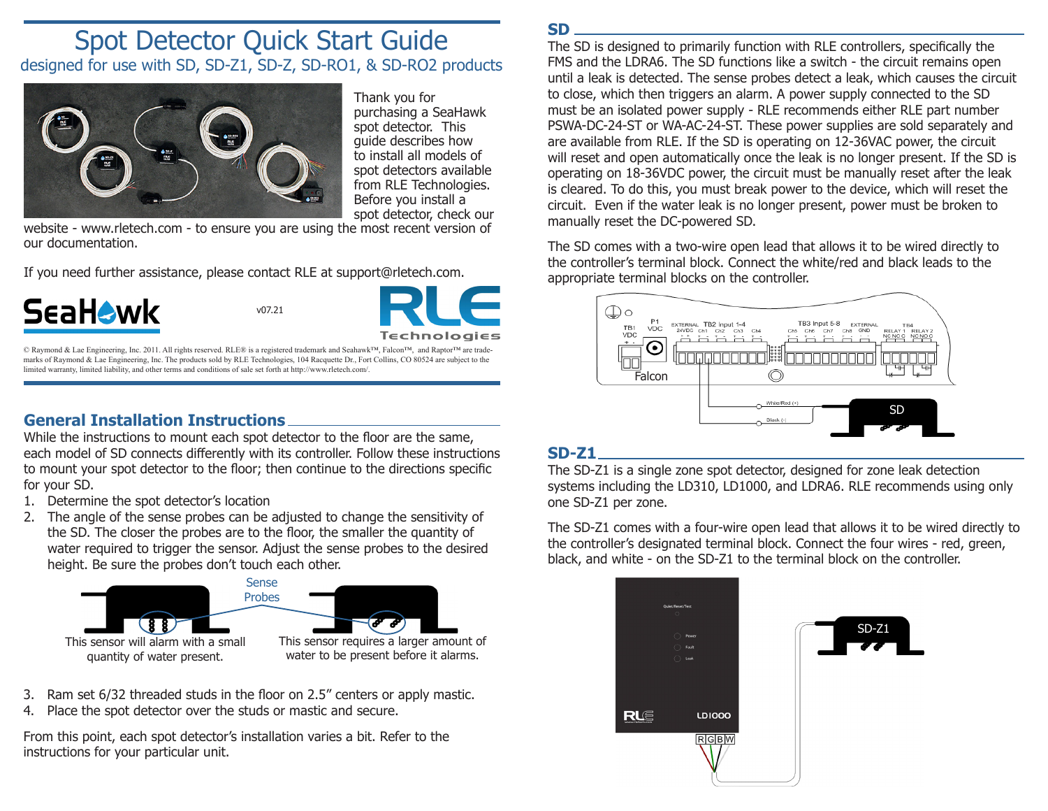# Spot Detector Quick Start Guide

designed for use with SD, SD-Z1, SD-Z, SD-RO1, & SD-RO2 products

Thank you for purchasing a SeaHawk spot detector. This guide describes how to install all models of spot detectors available from RLE Technologies. Before you install a spot detector, check our website - www.rletech.com - to ensure you are using the most recent version of our documentation.

If you need further assistance, please contact RLE at support@rletech.com.

v07.21

© Raymond & Lae Engineering, Inc. 2011. All rights reserved. RLE® is a registered trademark and Seahawk™, Falcon™, and Raptor™ are trademarks of Raymond & Lae Engineering, Inc. The products sold by RLE Technologies, 104 Racquette Dr., Fort Collins, CO 80524 are subject to the limited warranty, limited liability, and other terms and conditions of sale set forth at http://www.rletech.com/.

## General Installation Instructions

While the instructions to mount each spot detector to the floor are the same, each model of SD connects differently with its controller. Follow these instructions to mount your spot detector to the floor; then continue to the directions specific for your SD.

1. Determine the spot detector's location
2. The angle of the sense probes can be adjusted to change the sensitivity of the SD. The closer the probes are to the floor, the smaller the quantity of water required to trigger the sensor. Adjust the sense probes to the desired height. Be sure the probes don't touch each other.

Sense Probes

This sensor will alarm with a small quantity of water present.

This sensor requires a larger amount of water to be present before it alarms.

3. Ram set 6/32 threaded studs in the floor on 2.5" centers or apply mastic.
4. Place the spot detector over the studs or mastic and secure.

From this point, each spot detector's installation varies a bit. Refer to the instructions for your particular unit.

## SD

The SD is designed to primarily function with RLE controllers, specifically the FMS and the LDRA6. The SD functions like a switch - the circuit remains open until a leak is detected. The sense probes detect a leak, which causes the circuit to close, which then triggers an alarm. A power supply connected to the SD must be an isolated power supply - RLE recommends either RLE part number PSWA-DC-24-ST or WA-AC-24-ST. These power supplies are sold separately and are available from RLE. If the SD is operating on 12-36VAC power, the circuit will reset and open automatically once the leak is no longer present. If the SD is operating on 18-36VDC power, the circuit must be manually reset after the leak is cleared. To do this, you must break power to the device, which will reset the circuit. Even if the water leak is no longer present, power must be broken to manually reset the DC-powered SD.

The SD comes with a two-wire open lead that allows it to be wired directly to the controller's terminal block. Connect the white/red and black leads to the appropriate terminal blocks on the controller.

## SD-Z1

The SD-Z1 is a single zone spot detector, designed for zone leak detection systems including the LD310, LD1000, and LDRA6. RLE recommends using only one SD-Z1 per zone.

The SD-Z1 comes with a four-wire open lead that allows it to be wired directly to the controller's designated terminal block. Connect the four wires - red, green, black, and white - on the SD-Z1 to the terminal block on the controller.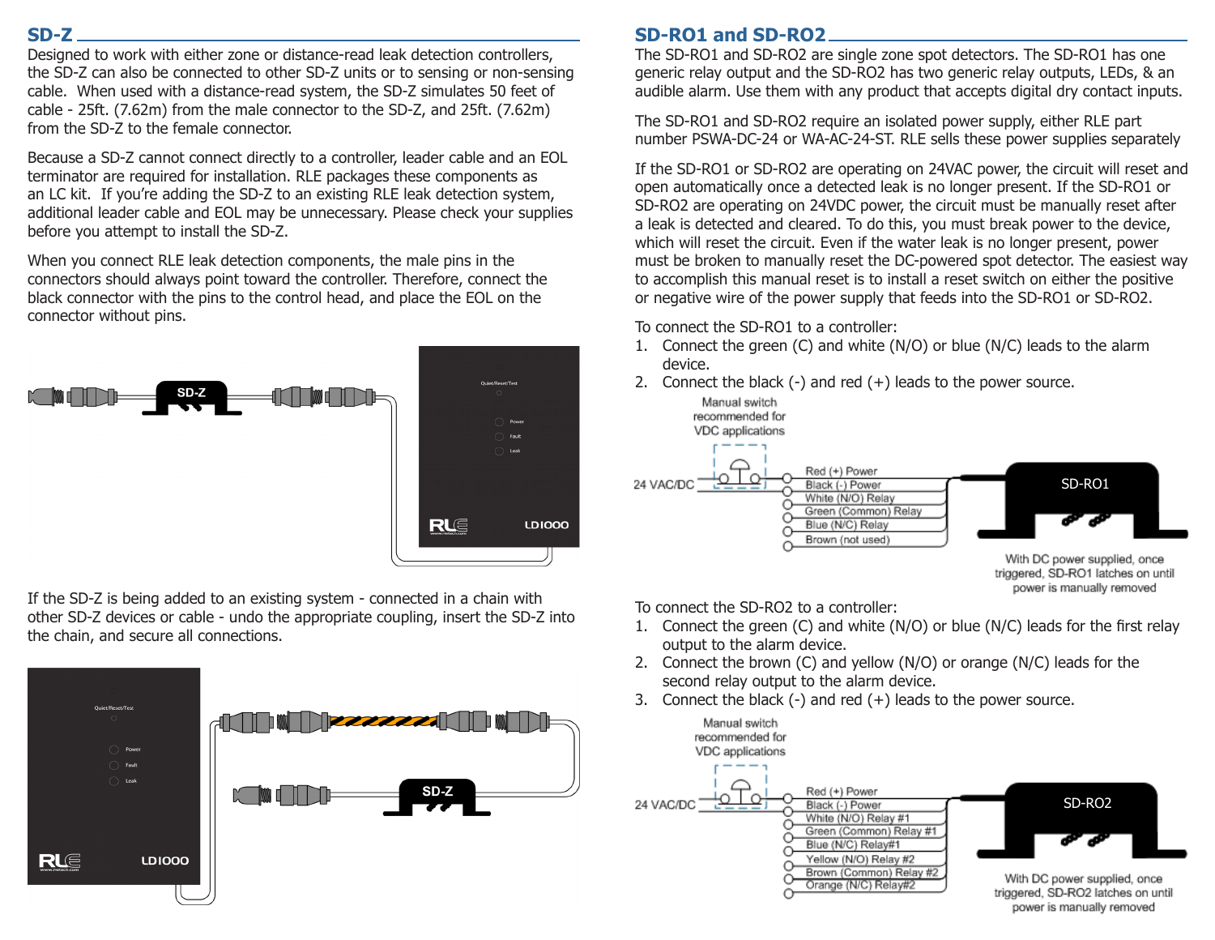## SD-Z

Designed to work with either zone or distance-read leak detection controllers, the SD-Z can also be connected to other SD-Z units or to sensing or non-sensing cable. When used with a distance-read system, the SD-Z simulates 50 feet of cable - 25ft. (7.62m) from the male connector to the SD-Z, and 25ft. (7.62m) from the SD-Z to the female connector.

Because a SD-Z cannot connect directly to a controller, leader cable and an EOL terminator are required for installation. RLE packages these components as an LC kit. If you're adding the SD-Z to an existing RLE leak detection system, additional leader cable and EOL may be unnecessary. Please check your supplies before you attempt to install the SD-Z.

When you connect RLE leak detection components, the male pins in the connectors should always point toward the controller. Therefore, connect the black connector with the pins to the control head, and place the EOL on the connector without pins.

SD-Z

Quiet/Reset/Test

Power

Fault

Leak

RLE

LD1000

If the SD-Z is being added to an existing system - connected in a chain with other SD-Z devices or cable - undo the appropriate coupling, insert the SD-Z into the chain, and secure all connections.

Quiet/Reset/Test

Power

Fault

Leak

RLE

LD1000

SD-Z

## SD-RO1 and SD-RO2

The SD-RO1 and SD-RO2 are single zone spot detectors. The SD-RO1 has one generic relay output and the SD-RO2 has two generic relay outputs, LEDs, & an audible alarm. Use them with any product that accepts digital dry contact inputs.

The SD-RO1 and SD-RO2 require an isolated power supply, either RLE part number PSWA-DC-24 or WA-AC-24-ST. RLE sells these power supplies separately

If the SD-RO1 or SD-RO2 are operating on 24VAC power, the circuit will reset and open automatically once a detected leak is no longer present. If the SD-RO1 or SD-RO2 are operating on 24VDC power, the circuit must be manually reset after a leak is detected and cleared. To do this, you must break power to the device, which will reset the circuit. Even if the water leak is no longer present, power must be broken to manually reset the DC-powered spot detector. The easiest way to accomplish this manual reset is to install a reset switch on either the positive or negative wire of the power supply that feeds into the SD-RO1 or SD-RO2.

To connect the SD-RO1 to a controller:

1. Connect the green (C) and white (N/O) or blue (N/C) leads to the alarm device.
2. Connect the black (-) and red (+) leads to the power source.

Manual switch recommended for VDC applications

24 VAC/DC

Red (+) Power
Black (-) Power
White (N/O) Relay
Green (Common) Relay
Blue (N/C) Relay
Brown (not used)

SD-RO1

With DC power supplied, once triggered, SD-RO1 latches on until power is manually removed

To connect the SD-RO2 to a controller:

1. Connect the green (C) and white (N/O) or blue (N/C) leads for the first relay output to the alarm device.
2. Connect the brown (C) and yellow (N/O) or orange (N/C) leads for the second relay output to the alarm device.
3. Connect the black (-) and red (+) leads to the power source.

Manual switch recommended for VDC applications

24 VAC/DC

Red (+) Power
Black (-) Power
White (N/O) Relay #1
Green (Common) Relay #1
Blue (N/C) Relay#1
Yellow (N/O) Relay #2
Brown (Common) Relay #2
Orange (N/C) Relay#2

SD-RO2

With DC power supplied, once triggered, SD-RO2 latches on until power is manually removed